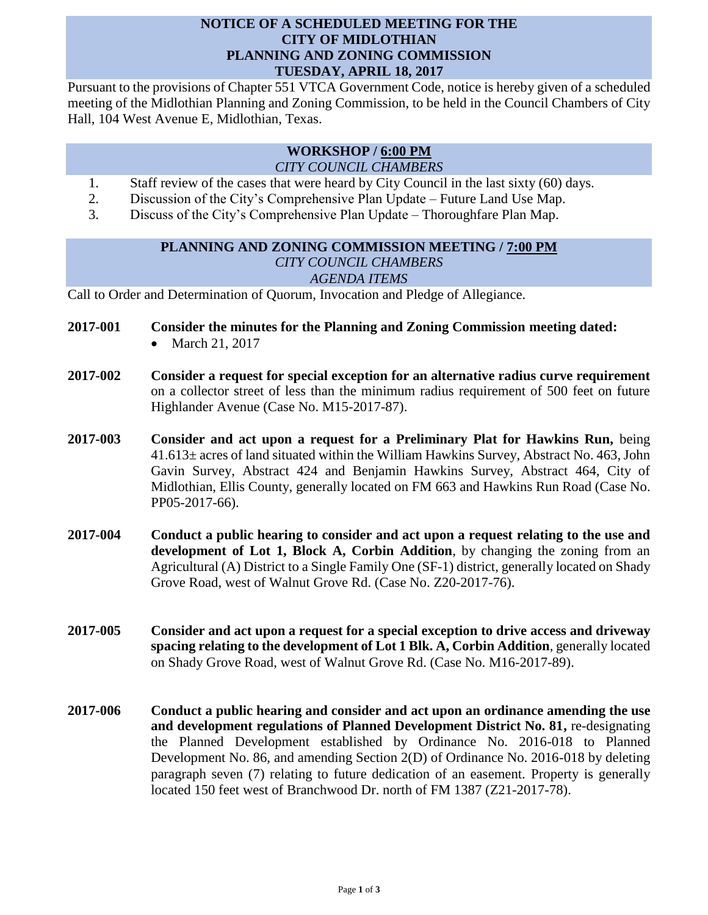# NOTICE OF A SCHEDULED MEETING FOR THE CITY OF MIDLOTHIAN PLANNING AND ZONING COMMISSION TUESDAY, APRIL 18, 2017

Pursuant to the provisions of Chapter 551 VTCA Government Code, notice is hereby given of a scheduled meeting of the Midlothian Planning and Zoning Commission, to be held in the Council Chambers of City Hall, 104 West Avenue E, Midlothian, Texas.

## WORKSHOP / 6:00 PM

*CITY COUNCIL CHAMBERS*

1. Staff review of the cases that were heard by City Council in the last sixty (60) days.
2. Discussion of the City's Comprehensive Plan Update – Future Land Use Map.
3. Discuss of the City's Comprehensive Plan Update – Thoroughfare Plan Map.

## PLANNING AND ZONING COMMISSION MEETING / 7:00 PM

*CITY COUNCIL CHAMBERS*

*AGENDA ITEMS*

Call to Order and Determination of Quorum, Invocation and Pledge of Allegiance.

**2017-001** **Consider the minutes for the Planning and Zoning Commission meeting dated:**

- March 21, 2017

**2017-002** **Consider a request for special exception for an alternative radius curve requirement** on a collector street of less than the minimum radius requirement of 500 feet on future Highlander Avenue (Case No. M15-2017-87).

**2017-003** **Consider and act upon a request for a Preliminary Plat for Hawkins Run,** being 41.613± acres of land situated within the William Hawkins Survey, Abstract No. 463, John Gavin Survey, Abstract 424 and Benjamin Hawkins Survey, Abstract 464, City of Midlothian, Ellis County, generally located on FM 663 and Hawkins Run Road (Case No. PP05-2017-66).

**2017-004** **Conduct a public hearing to consider and act upon a request relating to the use and development of Lot 1, Block A, Corbin Addition**, by changing the zoning from an Agricultural (A) District to a Single Family One (SF-1) district, generally located on Shady Grove Road, west of Walnut Grove Rd. (Case No. Z20-2017-76).

**2017-005** **Consider and act upon a request for a special exception to drive access and driveway spacing relating to the development of Lot 1 Blk. A, Corbin Addition**, generally located on Shady Grove Road, west of Walnut Grove Rd. (Case No. M16-2017-89).

**2017-006** **Conduct a public hearing and consider and act upon an ordinance amending the use and development regulations of Planned Development District No. 81,** re-designating the Planned Development established by Ordinance No. 2016-018 to Planned Development No. 86, and amending Section 2(D) of Ordinance No. 2016-018 by deleting paragraph seven (7) relating to future dedication of an easement. Property is generally located 150 feet west of Branchwood Dr. north of FM 1387 (Z21-2017-78).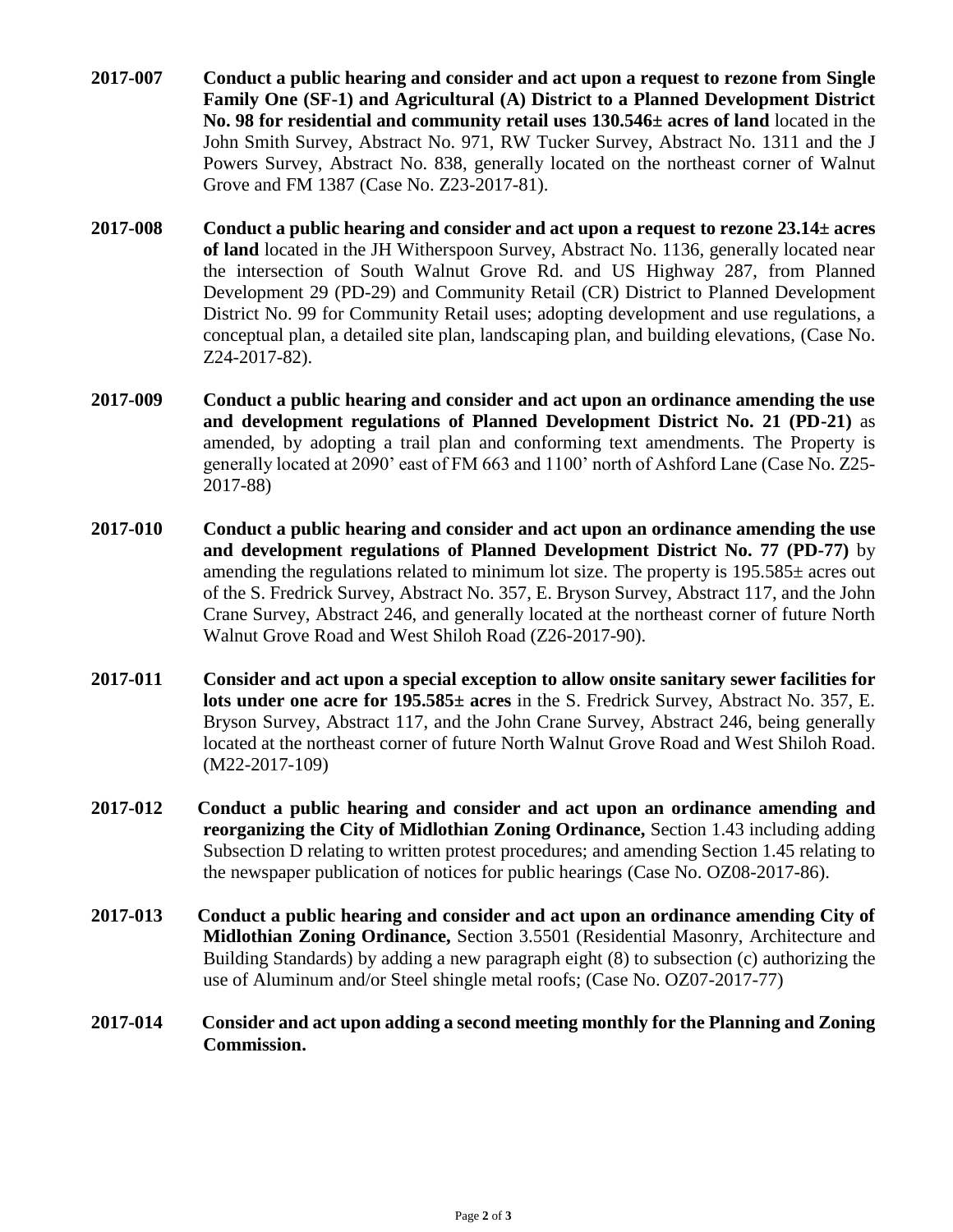**2017-007** **Conduct a public hearing and consider and act upon a request to rezone from Single Family One (SF-1) and Agricultural (A) District to a Planned Development District No. 98 for residential and community retail uses 130.546± acres of land** located in the John Smith Survey, Abstract No. 971, RW Tucker Survey, Abstract No. 1311 and the J Powers Survey, Abstract No. 838, generally located on the northeast corner of Walnut Grove and FM 1387 (Case No. Z23-2017-81).

**2017-008** **Conduct a public hearing and consider and act upon a request to rezone 23.14± acres of land** located in the JH Witherspoon Survey, Abstract No. 1136, generally located near the intersection of South Walnut Grove Rd. and US Highway 287, from Planned Development 29 (PD-29) and Community Retail (CR) District to Planned Development District No. 99 for Community Retail uses; adopting development and use regulations, a conceptual plan, a detailed site plan, landscaping plan, and building elevations, (Case No. Z24-2017-82).

**2017-009** **Conduct a public hearing and consider and act upon an ordinance amending the use and development regulations of Planned Development District No. 21 (PD-21)** as amended, by adopting a trail plan and conforming text amendments. The Property is generally located at 2090' east of FM 663 and 1100' north of Ashford Lane (Case No. Z25-2017-88)

**2017-010** **Conduct a public hearing and consider and act upon an ordinance amending the use and development regulations of Planned Development District No. 77 (PD-77)** by amending the regulations related to minimum lot size. The property is 195.585± acres out of the S. Fredrick Survey, Abstract No. 357, E. Bryson Survey, Abstract 117, and the John Crane Survey, Abstract 246, and generally located at the northeast corner of future North Walnut Grove Road and West Shiloh Road (Z26-2017-90).

**2017-011** **Consider and act upon a special exception to allow onsite sanitary sewer facilities for lots under one acre for 195.585± acres** in the S. Fredrick Survey, Abstract No. 357, E. Bryson Survey, Abstract 117, and the John Crane Survey, Abstract 246, being generally located at the northeast corner of future North Walnut Grove Road and West Shiloh Road. (M22-2017-109)

**2017-012** **Conduct a public hearing and consider and act upon an ordinance amending and reorganizing the City of Midlothian Zoning Ordinance,** Section 1.43 including adding Subsection D relating to written protest procedures; and amending Section 1.45 relating to the newspaper publication of notices for public hearings (Case No. OZ08-2017-86).

**2017-013** **Conduct a public hearing and consider and act upon an ordinance amending City of Midlothian Zoning Ordinance,** Section 3.5501 (Residential Masonry, Architecture and Building Standards) by adding a new paragraph eight (8) to subsection (c) authorizing the use of Aluminum and/or Steel shingle metal roofs; (Case No. OZ07-2017-77)

**2017-014** **Consider and act upon adding a second meeting monthly for the Planning and Zoning Commission.**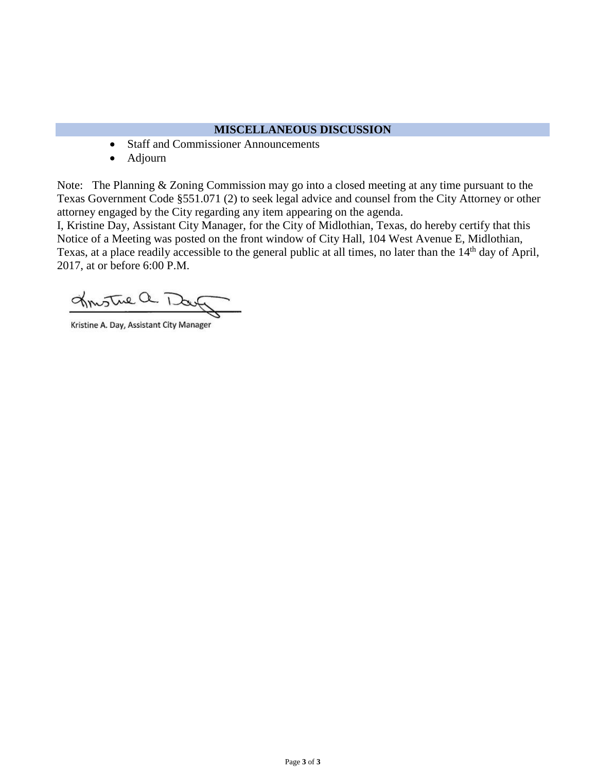## MISCELLANEOUS DISCUSSION

- Staff and Commissioner Announcements
- Adjourn

Note: The Planning & Zoning Commission may go into a closed meeting at any time pursuant to the Texas Government Code §551.071 (2) to seek legal advice and counsel from the City Attorney or other attorney engaged by the City regarding any item appearing on the agenda.

I, Kristine Day, Assistant City Manager, for the City of Midlothian, Texas, do hereby certify that this Notice of a Meeting was posted on the front window of City Hall, 104 West Avenue E, Midlothian, Texas, at a place readily accessible to the general public at all times, no later than the 14th day of April, 2017, at or before 6:00 P.M.

Kristine A. Day, Assistant City Manager